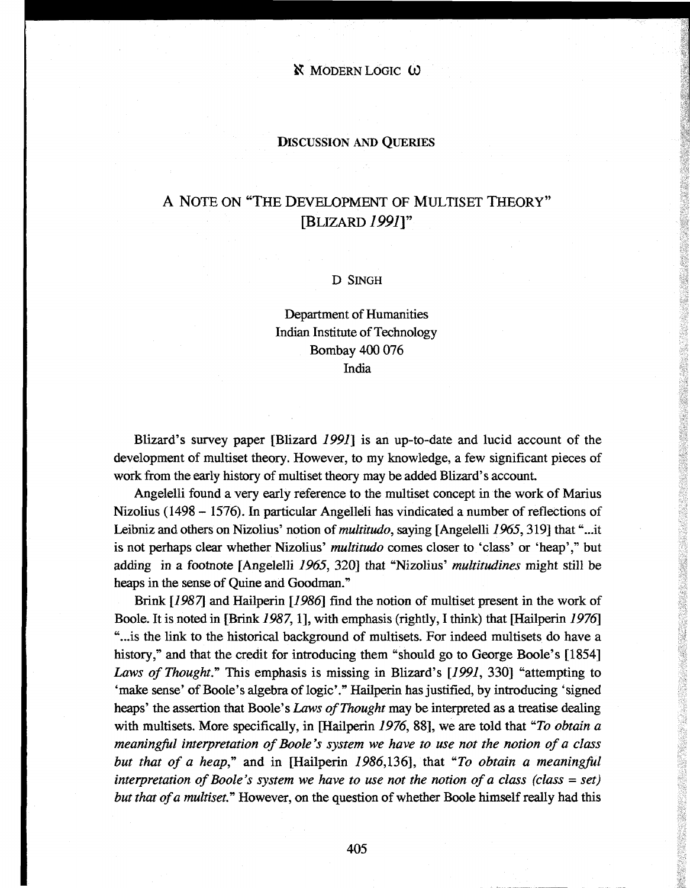## DISCUSSION AND QUERIES

# A NOTE ON "THE DEVELOPMENT OF MULTISET THEORY" [BLIZARD *1991*]"

D SINGH

Department of Humanities
Indian Institute of Technology
Bombay 400 076
India

Blizard's survey paper [Blizard *1991*] is an up-to-date and lucid account of the development of multiset theory. However, to my knowledge, a few significant pieces of work from the early history of multiset theory may be added Blizard's account.

Angelelli found a very early reference to the multiset concept in the work of Marius Nizolius (1498 – 1576). In particular Angelleli has vindicated a number of reflections of Leibniz and others on Nizolius' notion of *multitudo*, saying [Angelelli *1965*, 319] that "...it is not perhaps clear whether Nizolius' *multitudo* comes closer to 'class' or 'heap'," but adding in a footnote [Angelelli *1965*, 320] that "Nizolius' *multitudines* might still be heaps in the sense of Quine and Goodman."

Brink [*1987*] and Hailperin [*1986*] find the notion of multiset present in the work of Boole. It is noted in [Brink *1987*, 1], with emphasis (rightly, I think) that [Hailperin *1976*] "...is the link to the historical background of multisets. For indeed multisets do have a history," and that the credit for introducing them "should go to George Boole's [1854] *Laws of Thought*." This emphasis is missing in Blizard's [*1991*, 330] "attempting to 'make sense' of Boole's algebra of logic'." Hailperin has justified, by introducing 'signed heaps' the assertion that Boole's *Laws of Thought* may be interpreted as a treatise dealing with multisets. More specifically, in [Hailperin *1976*, 88], we are told that "*To obtain a meaningful interpretation of Boole's system we have to use not the notion of a class but that of a heap*," and in [Hailperin *1986*,136], that "*To obtain a meaningful interpretation of Boole's system we have to use not the notion of a class (class = set) but that of a multiset.*" However, on the question of whether Boole himself really had this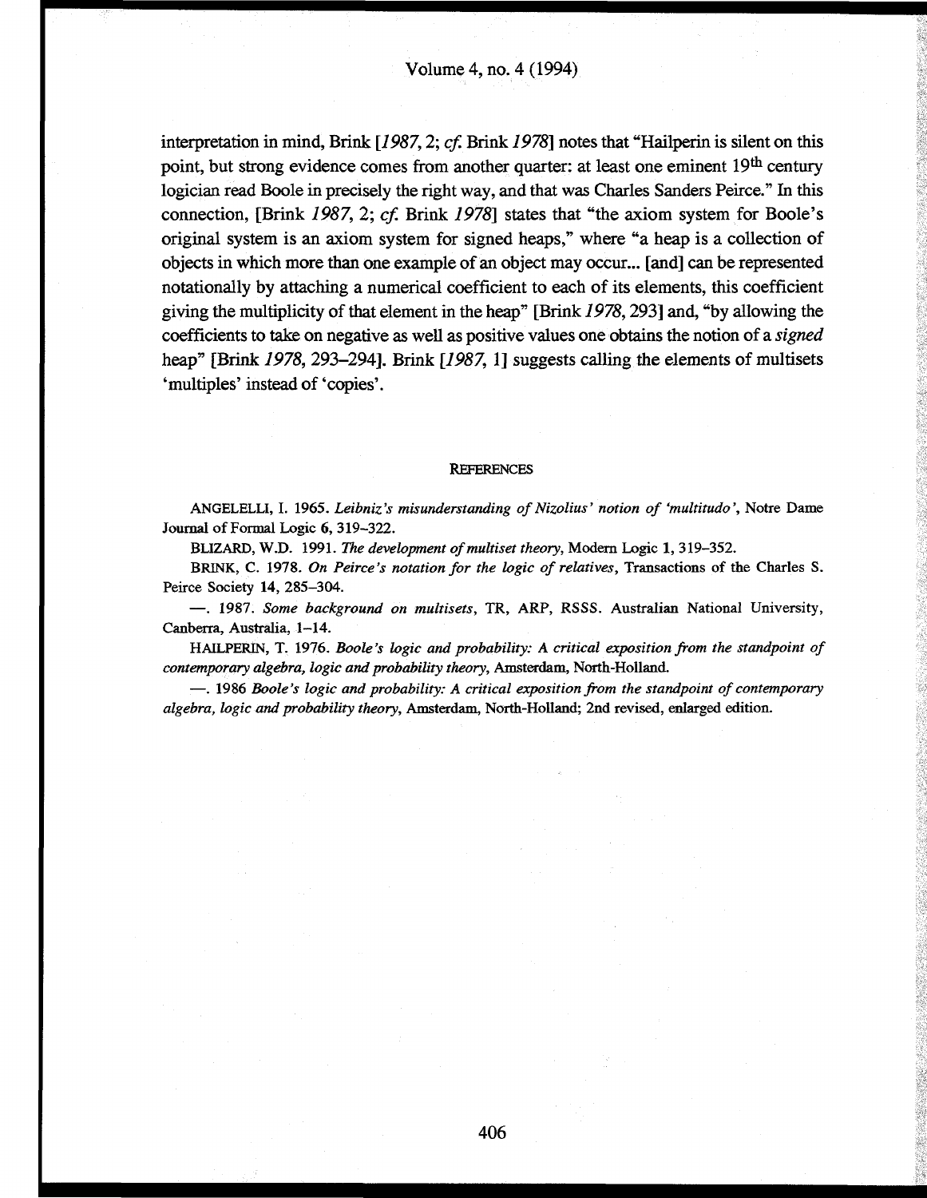interpretation in mind, Brink [*1987*, 2; *cf.* Brink *1978*] notes that "Hailperin is silent on this point, but strong evidence comes from another quarter: at least one eminent 19th century logician read Boole in precisely the right way, and that was Charles Sanders Peirce." In this connection, [Brink *1987*, 2; *cf.* Brink *1978*] states that "the axiom system for Boole's original system is an axiom system for signed heaps," where "a heap is a collection of objects in which more than one example of an object may occur... [and] can be represented notationally by attaching a numerical coefficient to each of its elements, this coefficient giving the multiplicity of that element in the heap" [Brink *1978*, 293] and, "by allowing the coefficients to take on negative as well as positive values one obtains the notion of a *signed* heap" [Brink *1978*, 293–294]. Brink [*1987*, 1] suggests calling the elements of multisets 'multiples' instead of 'copies'.

## References

ANGELELLI, I. 1965. *Leibniz's misunderstanding of Nizolius' notion of 'multitudo'*, Notre Dame Journal of Formal Logic **6**, 319–322.

BLIZARD, W.D. 1991. *The development of multiset theory*, Modern Logic **1**, 319–352.

BRINK, C. 1978. *On Peirce's notation for the logic of relatives*, Transactions of the Charles S. Peirce Society **14**, 285–304.

—. 1987. *Some background on multisets*, TR, ARP, RSSS. Australian National University, Canberra, Australia, 1–14.

HAILPERIN, T. 1976. *Boole's logic and probability: A critical exposition from the standpoint of contemporary algebra, logic and probability theory*, Amsterdam, North-Holland.

—. 1986 *Boole's logic and probability: A critical exposition from the standpoint of contemporary algebra, logic and probability theory*, Amsterdam, North-Holland; 2nd revised, enlarged edition.